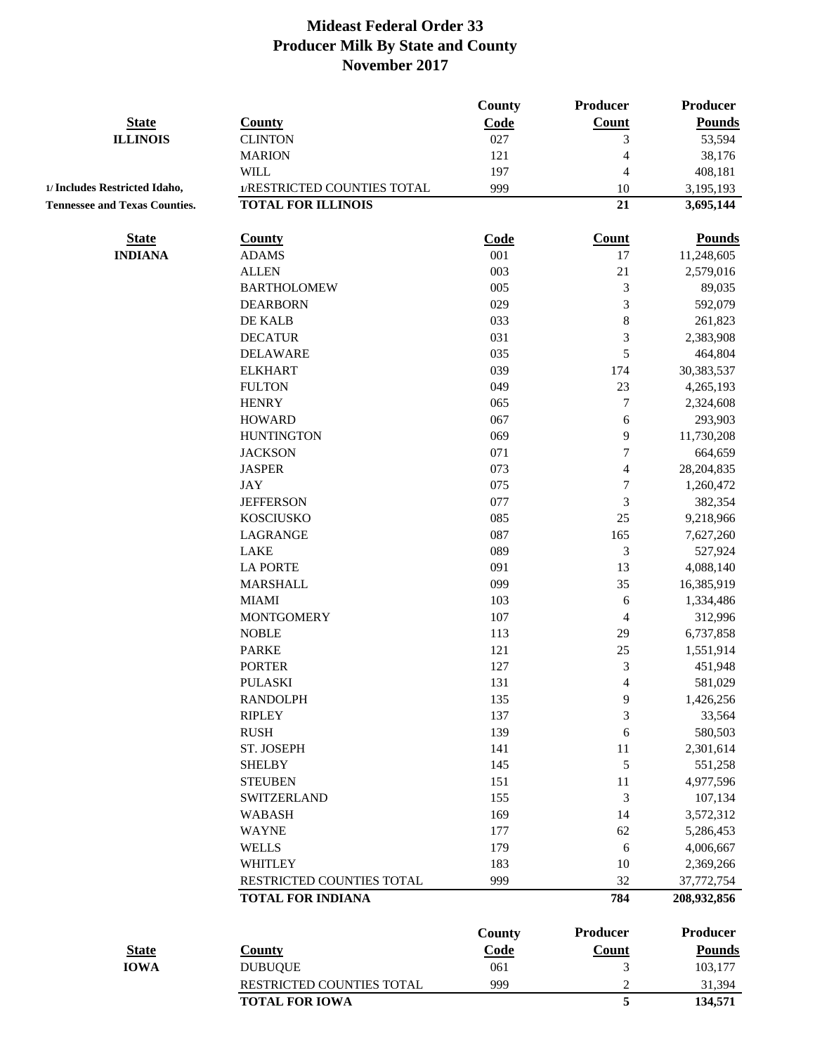# Mideast Federal Order 33
# Producer Milk By State and County
# November 2017

| State | County | County Code | Producer Count | Producer Pounds |
|---|---|---|---|---|
| ILLINOIS | CLINTON | 027 | 3 | 53,594 |
| | MARION | 121 | 4 | 38,176 |
| | WILL | 197 | 4 | 408,181 |
| 1/ Includes Restricted Idaho, | 1/RESTRICTED COUNTIES TOTAL | 999 | 10 | 3,195,193 |
| Tennessee and Texas Counties. | **TOTAL FOR ILLINOIS** | | **21** | **3,695,144** |

| State | County | Code | Count | Pounds |
|---|---|---|---|---|
| INDIANA | ADAMS | 001 | 17 | 11,248,605 |
| | ALLEN | 003 | 21 | 2,579,016 |
| | BARTHOLOMEW | 005 | 3 | 89,035 |
| | DEARBORN | 029 | 3 | 592,079 |
| | DE KALB | 033 | 8 | 261,823 |
| | DECATUR | 031 | 3 | 2,383,908 |
| | DELAWARE | 035 | 5 | 464,804 |
| | ELKHART | 039 | 174 | 30,383,537 |
| | FULTON | 049 | 23 | 4,265,193 |
| | HENRY | 065 | 7 | 2,324,608 |
| | HOWARD | 067 | 6 | 293,903 |
| | HUNTINGTON | 069 | 9 | 11,730,208 |
| | JACKSON | 071 | 7 | 664,659 |
| | JASPER | 073 | 4 | 28,204,835 |
| | JAY | 075 | 7 | 1,260,472 |
| | JEFFERSON | 077 | 3 | 382,354 |
| | KOSCIUSKO | 085 | 25 | 9,218,966 |
| | LAGRANGE | 087 | 165 | 7,627,260 |
| | LAKE | 089 | 3 | 527,924 |
| | LA PORTE | 091 | 13 | 4,088,140 |
| | MARSHALL | 099 | 35 | 16,385,919 |
| | MIAMI | 103 | 6 | 1,334,486 |
| | MONTGOMERY | 107 | 4 | 312,996 |
| | NOBLE | 113 | 29 | 6,737,858 |
| | PARKE | 121 | 25 | 1,551,914 |
| | PORTER | 127 | 3 | 451,948 |
| | PULASKI | 131 | 4 | 581,029 |
| | RANDOLPH | 135 | 9 | 1,426,256 |
| | RIPLEY | 137 | 3 | 33,564 |
| | RUSH | 139 | 6 | 580,503 |
| | ST. JOSEPH | 141 | 11 | 2,301,614 |
| | SHELBY | 145 | 5 | 551,258 |
| | STEUBEN | 151 | 11 | 4,977,596 |
| | SWITZERLAND | 155 | 3 | 107,134 |
| | WABASH | 169 | 14 | 3,572,312 |
| | WAYNE | 177 | 62 | 5,286,453 |
| | WELLS | 179 | 6 | 4,006,667 |
| | WHITLEY | 183 | 10 | 2,369,266 |
| | RESTRICTED COUNTIES TOTAL | 999 | 32 | 37,772,754 |
| | **TOTAL FOR INDIANA** | | **784** | **208,932,856** |

| State | County | County Code | Producer Count | Producer Pounds |
|---|---|---|---|---|
| IOWA | DUBUQUE | 061 | 3 | 103,177 |
| | RESTRICTED COUNTIES TOTAL | 999 | 2 | 31,394 |
| | **TOTAL FOR IOWA** | | **5** | **134,571** |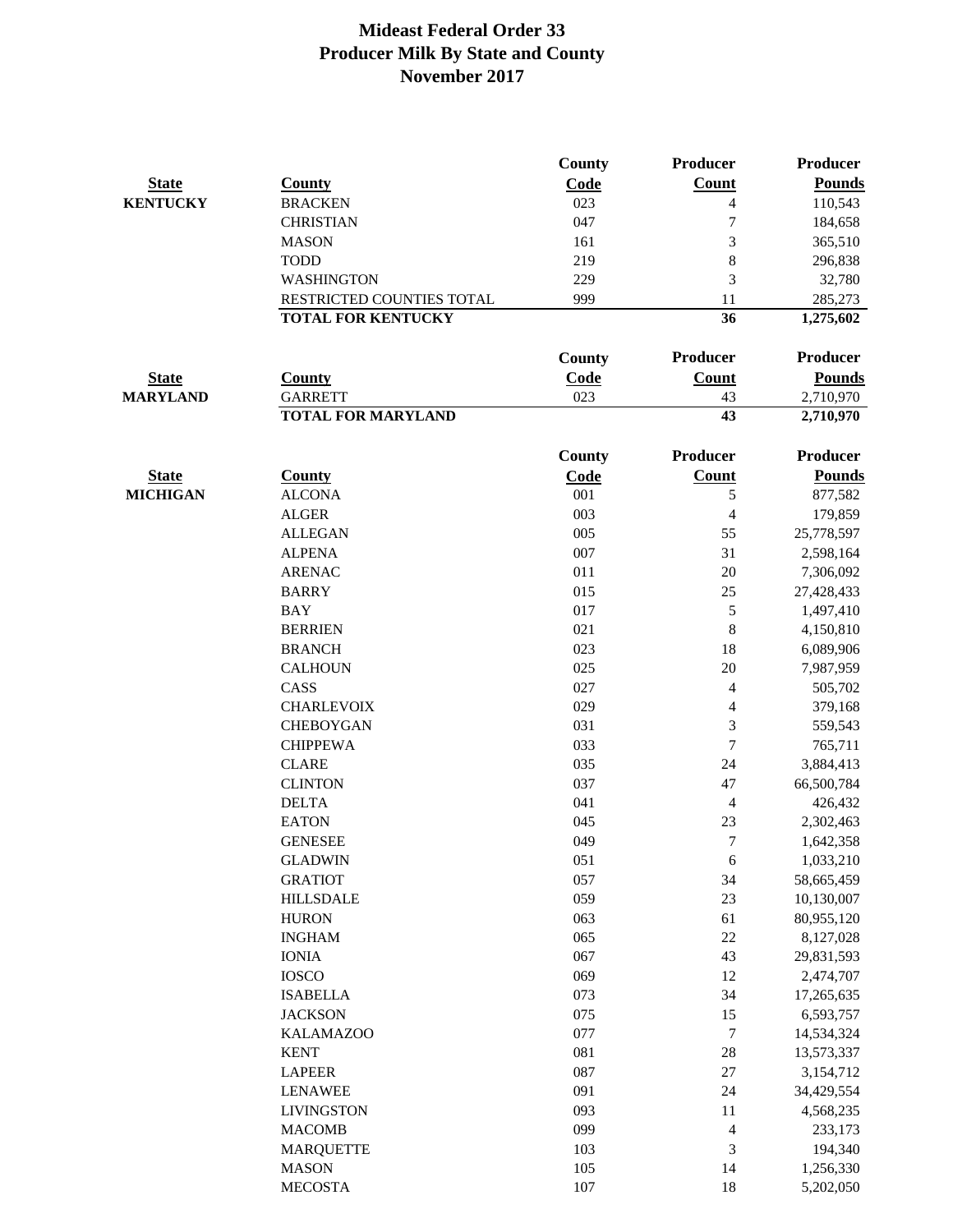# Mideast Federal Order 33
## Producer Milk By State and County
## November 2017

| State | County | County Code | Producer Count | Producer Pounds |
|---|---|---|---|---|
| **KENTUCKY** | BRACKEN | 023 | 4 | 110,543 |
| | CHRISTIAN | 047 | 7 | 184,658 |
| | MASON | 161 | 3 | 365,510 |
| | TODD | 219 | 8 | 296,838 |
| | WASHINGTON | 229 | 3 | 32,780 |
| | RESTRICTED COUNTIES TOTAL | 999 | 11 | 285,273 |
| | **TOTAL FOR KENTUCKY** | | **36** | **1,275,602** |

| State | County | County Code | Producer Count | Producer Pounds |
|---|---|---|---|---|
| **MARYLAND** | GARRETT | 023 | 43 | 2,710,970 |
| | **TOTAL FOR MARYLAND** | | **43** | **2,710,970** |

| State | County | County Code | Producer Count | Producer Pounds |
|---|---|---|---|---|
| **MICHIGAN** | ALCONA | 001 | 5 | 877,582 |
| | ALGER | 003 | 4 | 179,859 |
| | ALLEGAN | 005 | 55 | 25,778,597 |
| | ALPENA | 007 | 31 | 2,598,164 |
| | ARENAC | 011 | 20 | 7,306,092 |
| | BARRY | 015 | 25 | 27,428,433 |
| | BAY | 017 | 5 | 1,497,410 |
| | BERRIEN | 021 | 8 | 4,150,810 |
| | BRANCH | 023 | 18 | 6,089,906 |
| | CALHOUN | 025 | 20 | 7,987,959 |
| | CASS | 027 | 4 | 505,702 |
| | CHARLEVOIX | 029 | 4 | 379,168 |
| | CHEBOYGAN | 031 | 3 | 559,543 |
| | CHIPPEWA | 033 | 7 | 765,711 |
| | CLARE | 035 | 24 | 3,884,413 |
| | CLINTON | 037 | 47 | 66,500,784 |
| | DELTA | 041 | 4 | 426,432 |
| | EATON | 045 | 23 | 2,302,463 |
| | GENESEE | 049 | 7 | 1,642,358 |
| | GLADWIN | 051 | 6 | 1,033,210 |
| | GRATIOT | 057 | 34 | 58,665,459 |
| | HILLSDALE | 059 | 23 | 10,130,007 |
| | HURON | 063 | 61 | 80,955,120 |
| | INGHAM | 065 | 22 | 8,127,028 |
| | IONIA | 067 | 43 | 29,831,593 |
| | IOSCO | 069 | 12 | 2,474,707 |
| | ISABELLA | 073 | 34 | 17,265,635 |
| | JACKSON | 075 | 15 | 6,593,757 |
| | KALAMAZOO | 077 | 7 | 14,534,324 |
| | KENT | 081 | 28 | 13,573,337 |
| | LAPEER | 087 | 27 | 3,154,712 |
| | LENAWEE | 091 | 24 | 34,429,554 |
| | LIVINGSTON | 093 | 11 | 4,568,235 |
| | MACOMB | 099 | 4 | 233,173 |
| | MARQUETTE | 103 | 3 | 194,340 |
| | MASON | 105 | 14 | 1,256,330 |
| | MECOSTA | 107 | 18 | 5,202,050 |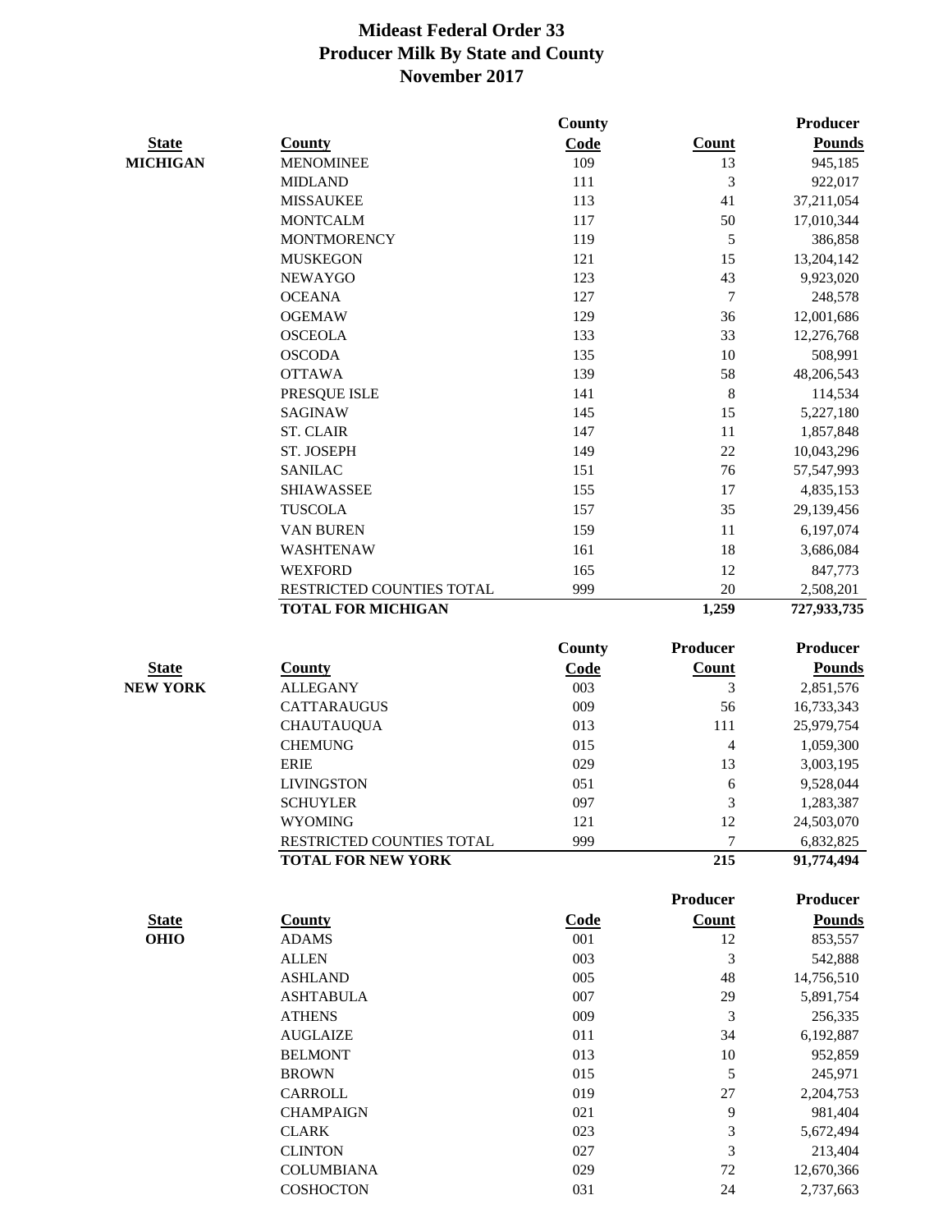# Mideast Federal Order 33
## Producer Milk By State and County
## November 2017

| State | County | County Code | Count | Producer Pounds |
|---|---|---|---|---|
| MICHIGAN | MENOMINEE | 109 | 13 | 945,185 |
| | MIDLAND | 111 | 3 | 922,017 |
| | MISSAUKEE | 113 | 41 | 37,211,054 |
| | MONTCALM | 117 | 50 | 17,010,344 |
| | MONTMORENCY | 119 | 5 | 386,858 |
| | MUSKEGON | 121 | 15 | 13,204,142 |
| | NEWAYGO | 123 | 43 | 9,923,020 |
| | OCEANA | 127 | 7 | 248,578 |
| | OGEMAW | 129 | 36 | 12,001,686 |
| | OSCEOLA | 133 | 33 | 12,276,768 |
| | OSCODA | 135 | 10 | 508,991 |
| | OTTAWA | 139 | 58 | 48,206,543 |
| | PRESQUE ISLE | 141 | 8 | 114,534 |
| | SAGINAW | 145 | 15 | 5,227,180 |
| | ST. CLAIR | 147 | 11 | 1,857,848 |
| | ST. JOSEPH | 149 | 22 | 10,043,296 |
| | SANILAC | 151 | 76 | 57,547,993 |
| | SHIAWASSEE | 155 | 17 | 4,835,153 |
| | TUSCOLA | 157 | 35 | 29,139,456 |
| | VAN BUREN | 159 | 11 | 6,197,074 |
| | WASHTENAW | 161 | 18 | 3,686,084 |
| | WEXFORD | 165 | 12 | 847,773 |
| | RESTRICTED COUNTIES TOTAL | 999 | 20 | 2,508,201 |
| | **TOTAL FOR MICHIGAN** | | **1,259** | **727,933,735** |

| State | County | County Code | Producer Count | Producer Pounds |
|---|---|---|---|---|
| NEW YORK | ALLEGANY | 003 | 3 | 2,851,576 |
| | CATTARAUGUS | 009 | 56 | 16,733,343 |
| | CHAUTAUQUA | 013 | 111 | 25,979,754 |
| | CHEMUNG | 015 | 4 | 1,059,300 |
| | ERIE | 029 | 13 | 3,003,195 |
| | LIVINGSTON | 051 | 6 | 9,528,044 |
| | SCHUYLER | 097 | 3 | 1,283,387 |
| | WYOMING | 121 | 12 | 24,503,070 |
| | RESTRICTED COUNTIES TOTAL | 999 | 7 | 6,832,825 |
| | **TOTAL FOR NEW YORK** | | **215** | **91,774,494** |

| State | County | Code | Producer Count | Producer Pounds |
|---|---|---|---|---|
| OHIO | ADAMS | 001 | 12 | 853,557 |
| | ALLEN | 003 | 3 | 542,888 |
| | ASHLAND | 005 | 48 | 14,756,510 |
| | ASHTABULA | 007 | 29 | 5,891,754 |
| | ATHENS | 009 | 3 | 256,335 |
| | AUGLAIZE | 011 | 34 | 6,192,887 |
| | BELMONT | 013 | 10 | 952,859 |
| | BROWN | 015 | 5 | 245,971 |
| | CARROLL | 019 | 27 | 2,204,753 |
| | CHAMPAIGN | 021 | 9 | 981,404 |
| | CLARK | 023 | 3 | 5,672,494 |
| | CLINTON | 027 | 3 | 213,404 |
| | COLUMBIANA | 029 | 72 | 12,670,366 |
| | COSHOCTON | 031 | 24 | 2,737,663 |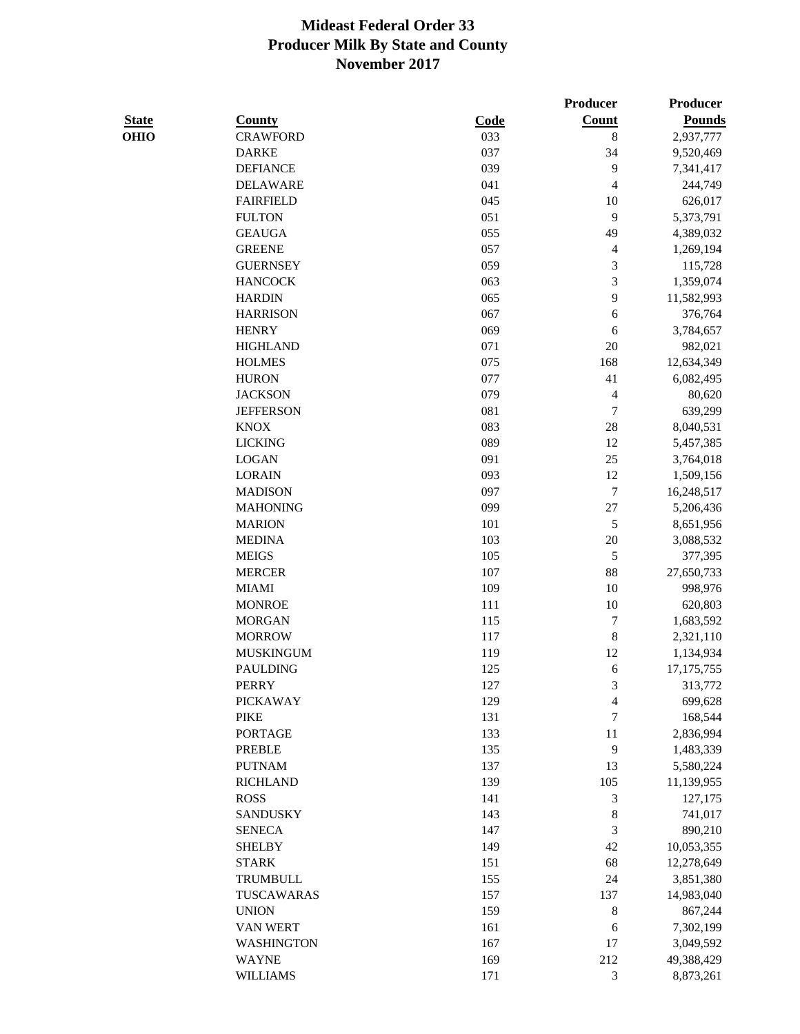# Mideast Federal Order 33
## Producer Milk By State and County
## November 2017

| State | County | Code | Producer Count | Producer Pounds |
|---|---|---|---|---|
| OHIO | CRAWFORD | 033 | 8 | 2,937,777 |
| | DARKE | 037 | 34 | 9,520,469 |
| | DEFIANCE | 039 | 9 | 7,341,417 |
| | DELAWARE | 041 | 4 | 244,749 |
| | FAIRFIELD | 045 | 10 | 626,017 |
| | FULTON | 051 | 9 | 5,373,791 |
| | GEAUGA | 055 | 49 | 4,389,032 |
| | GREENE | 057 | 4 | 1,269,194 |
| | GUERNSEY | 059 | 3 | 115,728 |
| | HANCOCK | 063 | 3 | 1,359,074 |
| | HARDIN | 065 | 9 | 11,582,993 |
| | HARRISON | 067 | 6 | 376,764 |
| | HENRY | 069 | 6 | 3,784,657 |
| | HIGHLAND | 071 | 20 | 982,021 |
| | HOLMES | 075 | 168 | 12,634,349 |
| | HURON | 077 | 41 | 6,082,495 |
| | JACKSON | 079 | 4 | 80,620 |
| | JEFFERSON | 081 | 7 | 639,299 |
| | KNOX | 083 | 28 | 8,040,531 |
| | LICKING | 089 | 12 | 5,457,385 |
| | LOGAN | 091 | 25 | 3,764,018 |
| | LORAIN | 093 | 12 | 1,509,156 |
| | MADISON | 097 | 7 | 16,248,517 |
| | MAHONING | 099 | 27 | 5,206,436 |
| | MARION | 101 | 5 | 8,651,956 |
| | MEDINA | 103 | 20 | 3,088,532 |
| | MEIGS | 105 | 5 | 377,395 |
| | MERCER | 107 | 88 | 27,650,733 |
| | MIAMI | 109 | 10 | 998,976 |
| | MONROE | 111 | 10 | 620,803 |
| | MORGAN | 115 | 7 | 1,683,592 |
| | MORROW | 117 | 8 | 2,321,110 |
| | MUSKINGUM | 119 | 12 | 1,134,934 |
| | PAULDING | 125 | 6 | 17,175,755 |
| | PERRY | 127 | 3 | 313,772 |
| | PICKAWAY | 129 | 4 | 699,628 |
| | PIKE | 131 | 7 | 168,544 |
| | PORTAGE | 133 | 11 | 2,836,994 |
| | PREBLE | 135 | 9 | 1,483,339 |
| | PUTNAM | 137 | 13 | 5,580,224 |
| | RICHLAND | 139 | 105 | 11,139,955 |
| | ROSS | 141 | 3 | 127,175 |
| | SANDUSKY | 143 | 8 | 741,017 |
| | SENECA | 147 | 3 | 890,210 |
| | SHELBY | 149 | 42 | 10,053,355 |
| | STARK | 151 | 68 | 12,278,649 |
| | TRUMBULL | 155 | 24 | 3,851,380 |
| | TUSCAWARAS | 157 | 137 | 14,983,040 |
| | UNION | 159 | 8 | 867,244 |
| | VAN WERT | 161 | 6 | 7,302,199 |
| | WASHINGTON | 167 | 17 | 3,049,592 |
| | WAYNE | 169 | 212 | 49,388,429 |
| | WILLIAMS | 171 | 3 | 8,873,261 |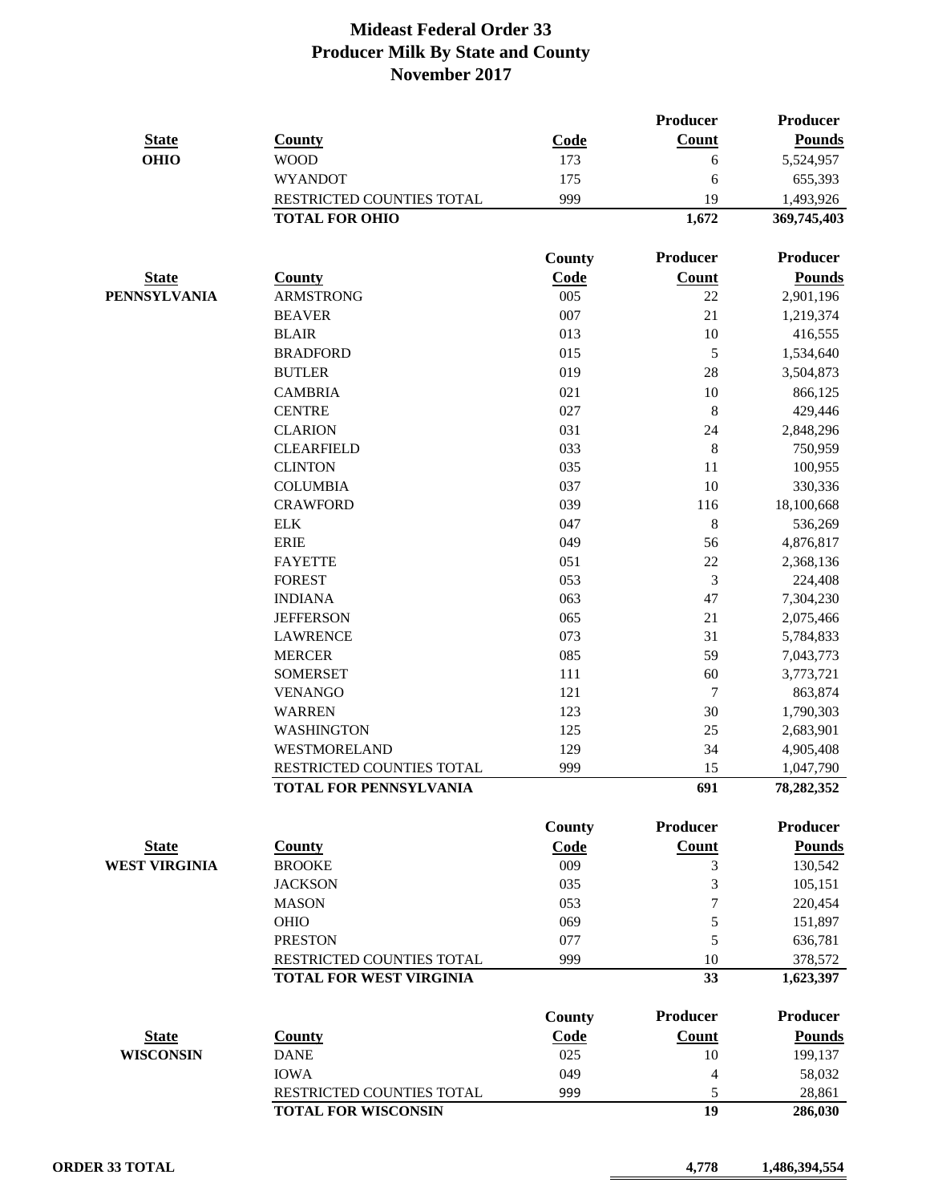# Mideast Federal Order 33
## Producer Milk By State and County
## November 2017

| State | County | Code | Producer Count | Producer Pounds |
|---|---|---|---|---|
| OHIO | WOOD | 173 | 6 | 5,524,957 |
| | WYANDOT | 175 | 6 | 655,393 |
| | RESTRICTED COUNTIES TOTAL | 999 | 19 | 1,493,926 |
| | **TOTAL FOR OHIO** | | **1,672** | **369,745,403** |

| State | County | County Code | Producer Count | Producer Pounds |
|---|---|---|---|---|
| PENNSYLVANIA | ARMSTRONG | 005 | 22 | 2,901,196 |
| | BEAVER | 007 | 21 | 1,219,374 |
| | BLAIR | 013 | 10 | 416,555 |
| | BRADFORD | 015 | 5 | 1,534,640 |
| | BUTLER | 019 | 28 | 3,504,873 |
| | CAMBRIA | 021 | 10 | 866,125 |
| | CENTRE | 027 | 8 | 429,446 |
| | CLARION | 031 | 24 | 2,848,296 |
| | CLEARFIELD | 033 | 8 | 750,959 |
| | CLINTON | 035 | 11 | 100,955 |
| | COLUMBIA | 037 | 10 | 330,336 |
| | CRAWFORD | 039 | 116 | 18,100,668 |
| | ELK | 047 | 8 | 536,269 |
| | ERIE | 049 | 56 | 4,876,817 |
| | FAYETTE | 051 | 22 | 2,368,136 |
| | FOREST | 053 | 3 | 224,408 |
| | INDIANA | 063 | 47 | 7,304,230 |
| | JEFFERSON | 065 | 21 | 2,075,466 |
| | LAWRENCE | 073 | 31 | 5,784,833 |
| | MERCER | 085 | 59 | 7,043,773 |
| | SOMERSET | 111 | 60 | 3,773,721 |
| | VENANGO | 121 | 7 | 863,874 |
| | WARREN | 123 | 30 | 1,790,303 |
| | WASHINGTON | 125 | 25 | 2,683,901 |
| | WESTMORELAND | 129 | 34 | 4,905,408 |
| | RESTRICTED COUNTIES TOTAL | 999 | 15 | 1,047,790 |
| | **TOTAL FOR PENNSYLVANIA** | | **691** | **78,282,352** |

| State | County | County Code | Producer Count | Producer Pounds |
|---|---|---|---|---|
| WEST VIRGINIA | BROOKE | 009 | 3 | 130,542 |
| | JACKSON | 035 | 3 | 105,151 |
| | MASON | 053 | 7 | 220,454 |
| | OHIO | 069 | 5 | 151,897 |
| | PRESTON | 077 | 5 | 636,781 |
| | RESTRICTED COUNTIES TOTAL | 999 | 10 | 378,572 |
| | **TOTAL FOR WEST VIRGINIA** | | **33** | **1,623,397** |

| State | County | County Code | Producer Count | Producer Pounds |
|---|---|---|---|---|
| WISCONSIN | DANE | 025 | 10 | 199,137 |
| | IOWA | 049 | 4 | 58,032 |
| | RESTRICTED COUNTIES TOTAL | 999 | 5 | 28,861 |
| | **TOTAL FOR WISCONSIN** | | **19** | **286,030** |

| | | | | |
|---|---|---|---|---|
| **ORDER 33 TOTAL** | | | **4,778** | **1,486,394,554** |